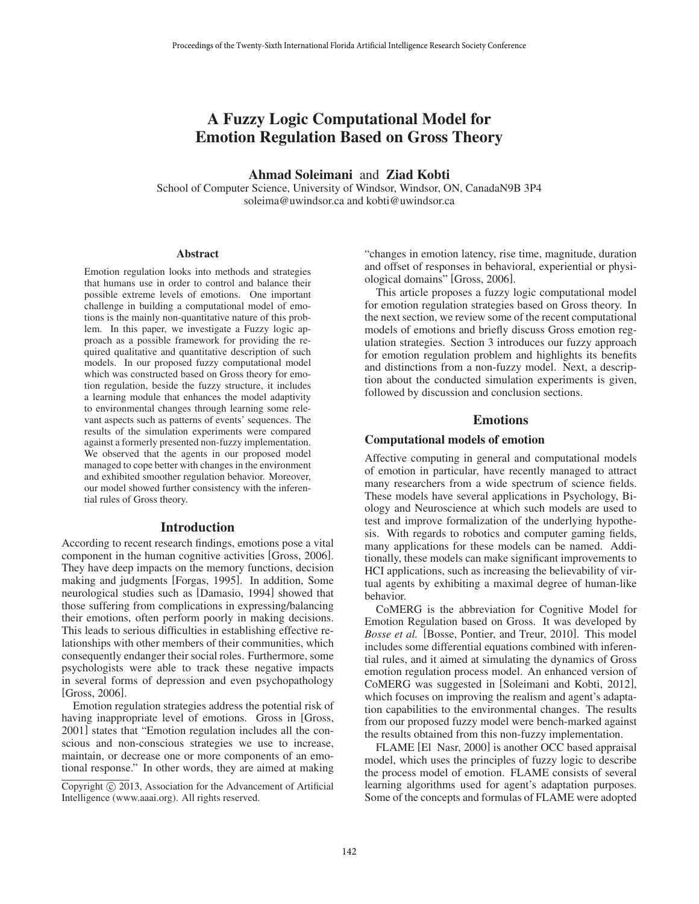# A Fuzzy Logic Computational Model for Emotion Regulation Based on Gross Theory

**Ahmad Soleimani** and **Ziad Kobti**
School of Computer Science, University of Windsor, Windsor, ON, CanadaN9B 3P4
soleima@uwindsor.ca and kobti@uwindsor.ca

### Abstract

Emotion regulation looks into methods and strategies that humans use in order to control and balance their possible extreme levels of emotions. One important challenge in building a computational model of emotions is the mainly non-quantitative nature of this problem. In this paper, we investigate a Fuzzy logic approach as a possible framework for providing the required qualitative and quantitative description of such models. In our proposed fuzzy computational model which was constructed based on Gross theory for emotion regulation, beside the fuzzy structure, it includes a learning module that enhances the model adaptivity to environmental changes through learning some relevant aspects such as patterns of events' sequences. The results of the simulation experiments were compared against a formerly presented non-fuzzy implementation. We observed that the agents in our proposed model managed to cope better with changes in the environment and exhibited smoother regulation behavior. Moreover, our model showed further consistency with the inferential rules of Gross theory.

## Introduction

According to recent research findings, emotions pose a vital component in the human cognitive activities [Gross, 2006]. They have deep impacts on the memory functions, decision making and judgments [Forgas, 1995]. In addition, Some neurological studies such as [Damasio, 1994] showed that those suffering from complications in expressing/balancing their emotions, often perform poorly in making decisions. This leads to serious difficulties in establishing effective relationships with other members of their communities, which consequently endanger their social roles. Furthermore, some psychologists were able to track these negative impacts in several forms of depression and even psychopathology [Gross, 2006].

Emotion regulation strategies address the potential risk of having inappropriate level of emotions. Gross in [Gross, 2001] states that "Emotion regulation includes all the conscious and non-conscious strategies we use to increase, maintain, or decrease one or more components of an emotional response." In other words, they are aimed at making "changes in emotion latency, rise time, magnitude, duration and offset of responses in behavioral, experiential or physiological domains" [Gross, 2006].

This article proposes a fuzzy logic computational model for emotion regulation strategies based on Gross theory. In the next section, we review some of the recent computational models of emotions and briefly discuss Gross emotion regulation strategies. Section 3 introduces our fuzzy approach for emotion regulation problem and highlights its benefits and distinctions from a non-fuzzy model. Next, a description about the conducted simulation experiments is given, followed by discussion and conclusion sections.

## Emotions

### Computational models of emotion

Affective computing in general and computational models of emotion in particular, have recently managed to attract many researchers from a wide spectrum of science fields. These models have several applications in Psychology, Biology and Neuroscience at which such models are used to test and improve formalization of the underlying hypothesis. With regards to robotics and computer gaming fields, many applications for these models can be named. Additionally, these models can make significant improvements to HCI applications, such as increasing the believability of virtual agents by exhibiting a maximal degree of human-like behavior.

CoMERG is the abbreviation for Cognitive Model for Emotion Regulation based on Gross. It was developed by *Bosse et al.* [Bosse, Pontier, and Treur, 2010]. This model includes some differential equations combined with inferential rules, and it aimed at simulating the dynamics of Gross emotion regulation process model. An enhanced version of CoMERG was suggested in [Soleimani and Kobti, 2012], which focuses on improving the realism and agent's adaptation capabilities to the environmental changes. The results from our proposed fuzzy model were bench-marked against the results obtained from this non-fuzzy implementation.

FLAME [El Nasr, 2000] is another OCC based appraisal model, which uses the principles of fuzzy logic to describe the process model of emotion. FLAME consists of several learning algorithms used for agent's adaptation purposes. Some of the concepts and formulas of FLAME were adopted

Copyright © 2013, Association for the Advancement of Artificial Intelligence (www.aaai.org). All rights reserved.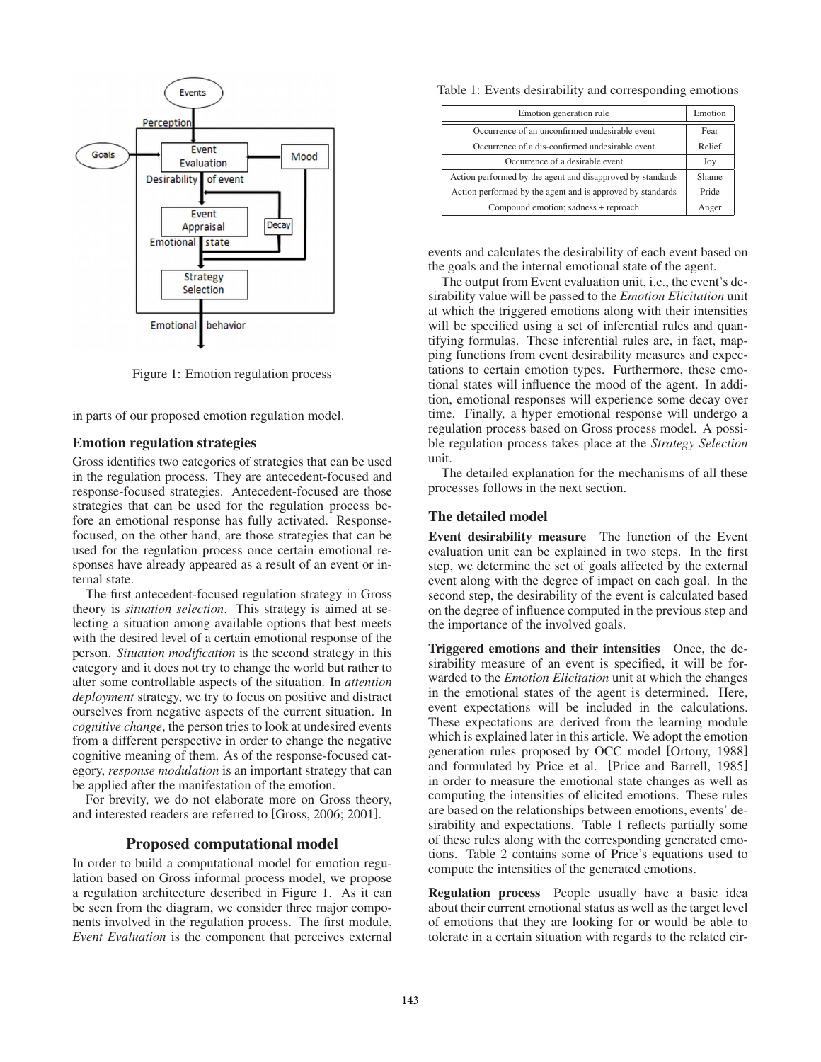Figure 1: Emotion regulation process

in parts of our proposed emotion regulation model.

### Emotion regulation strategies

Gross identifies two categories of strategies that can be used in the regulation process. They are antecedent-focused and response-focused strategies. Antecedent-focused are those strategies that can be used for the regulation process before an emotional response has fully activated. Response-focused, on the other hand, are those strategies that can be used for the regulation process once certain emotional responses have already appeared as a result of an event or internal state.

The first antecedent-focused regulation strategy in Gross theory is *situation selection*. This strategy is aimed at selecting a situation among available options that best meets with the desired level of a certain emotional response of the person. *Situation modification* is the second strategy in this category and it does not try to change the world but rather to alter some controllable aspects of the situation. In *attention deployment* strategy, we try to focus on positive and distract ourselves from negative aspects of the current situation. In *cognitive change*, the person tries to look at undesired events from a different perspective in order to change the negative cognitive meaning of them. As of the response-focused category, *response modulation* is an important strategy that can be applied after the manifestation of the emotion.

For brevity, we do not elaborate more on Gross theory, and interested readers are referred to [Gross, 2006; 2001].

## Proposed computational model

In order to build a computational model for emotion regulation based on Gross informal process model, we propose a regulation architecture described in Figure 1. As it can be seen from the diagram, we consider three major components involved in the regulation process. The first module, *Event Evaluation* is the component that perceives external events and calculates the desirability of each event based on the goals and the internal emotional state of the agent.

The output from Event evaluation unit, i.e., the event's desirability value will be passed to the *Emotion Elicitation* unit at which the triggered emotions along with their intensities will be specified using a set of inferential rules and quantifying formulas. These inferential rules are, in fact, mapping functions from event desirability measures and expectations to certain emotion types. Furthermore, these emotional states will influence the mood of the agent. In addition, emotional responses will experience some decay over time. Finally, a hyper emotional response will undergo a regulation process based on Gross process model. A possible regulation process takes place at the *Strategy Selection* unit.

The detailed explanation for the mechanisms of all these processes follows in the next section.

Table 1: Events desirability and corresponding emotions

| Emotion generation rule | Emotion |
|---|---|
| Occurrence of an unconfirmed undesirable event | Fear |
| Occurrence of a dis-confirmed undesirable event | Relief |
| Occurrence of a desirable event | Joy |
| Action performed by the agent and disapproved by standards | Shame |
| Action performed by the agent and is approved by standards | Pride |
| Compound emotion; sadness + reproach | Anger |

## The detailed model

**Event desirability measure** The function of the Event evaluation unit can be explained in two steps. In the first step, we determine the set of goals affected by the external event along with the degree of impact on each goal. In the second step, the desirability of the event is calculated based on the degree of influence computed in the previous step and the importance of the involved goals.

**Triggered emotions and their intensities** Once, the desirability measure of an event is specified, it will be forwarded to the *Emotion Elicitation* unit at which the changes in the emotional states of the agent is determined. Here, event expectations will be included in the calculations. These expectations are derived from the learning module which is explained later in this article. We adopt the emotion generation rules proposed by OCC model [Ortony, 1988] and formulated by Price et al. [Price and Barrell, 1985] in order to measure the emotional state changes as well as computing the intensities of elicited emotions. These rules are based on the relationships between emotions, events' desirability and expectations. Table 1 reflects partially some of these rules along with the corresponding generated emotions. Table 2 contains some of Price's equations used to compute the intensities of the generated emotions.

**Regulation process** People usually have a basic idea about their current emotional status as well as the target level of emotions that they are looking for or would be able to tolerate in a certain situation with regards to the related cir-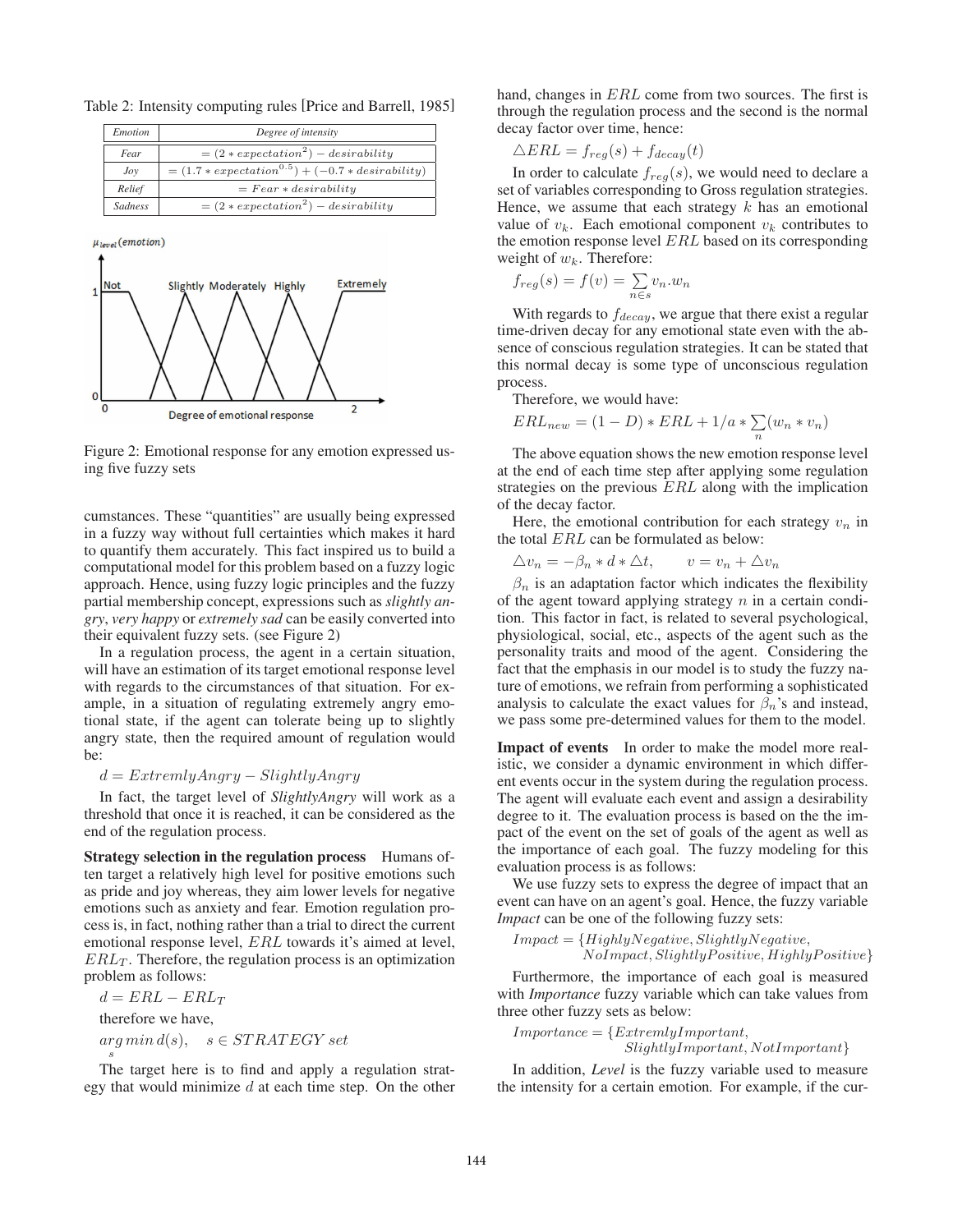Table 2: Intensity computing rules [Price and Barrell, 1985]

| Emotion | Degree of intensity |
|---|---|
| Fear | $= (2 * expectation^2) - desirability$ |
| Joy | $= (1.7 * expectation^{0.5}) + (-0.7 * desirability)$ |
| Relief | $= Fear * desirability$ |
| Sadness | $= (2 * expectation^2) - desirability$ |

Figure 2: Emotional response for any emotion expressed using five fuzzy sets

cumstances. These "quantities" are usually being expressed in a fuzzy way without full certainties which makes it hard to quantify them accurately. This fact inspired us to build a computational model for this problem based on a fuzzy logic approach. Hence, using fuzzy logic principles and the fuzzy partial membership concept, expressions such as *slightly angry*, *very happy* or *extremely sad* can be easily converted into their equivalent fuzzy sets. (see Figure 2)

In a regulation process, the agent in a certain situation, will have an estimation of its target emotional response level with regards to the circumstances of that situation. For example, in a situation of regulating extremely angry emotional state, if the agent can tolerate being up to slightly angry state, then the required amount of regulation would be:

$$d = ExtremlyAngry - SlightlyAngry$$

In fact, the target level of *SlightlyAngry* will work as a threshold that once it is reached, it can be considered as the end of the regulation process.

**Strategy selection in the regulation process** Humans often target a relatively high level for positive emotions such as pride and joy whereas, they aim lower levels for negative emotions such as anxiety and fear. Emotion regulation process is, in fact, nothing rather than a trial to direct the current emotional response level, $ERL$ towards it's aimed at level, $ERL_T$. Therefore, the regulation process is an optimization problem as follows:

$$d = ERL - ERL_T$$

therefore we have,

$$\underset{s}{arg\,min}\, d(s), \quad s \in STRATEGY\ set$$

The target here is to find and apply a regulation strategy that would minimize $d$ at each time step. On the other hand, changes in $ERL$ come from two sources. The first is through the regulation process and the second is the normal decay factor over time, hence:

$$\triangle ERL = f_{reg}(s) + f_{decay}(t)$$

In order to calculate $f_{reg}(s)$, we would need to declare a set of variables corresponding to Gross regulation strategies. Hence, we assume that each strategy $k$ has an emotional value of $v_k$. Each emotional component $v_k$ contributes to the emotion response level $ERL$ based on its corresponding weight of $w_k$. Therefore:

$$f_{reg}(s) = f(v) = \sum_{n \in s} v_n . w_n$$

With regards to $f_{decay}$, we argue that there exist a regular time-driven decay for any emotional state even with the absence of conscious regulation strategies. It can be stated that this normal decay is some type of unconscious regulation process.

Therefore, we would have:

$$ERL_{new} = (1 - D) * ERL + 1/a * \sum_n (w_n * v_n)$$

The above equation shows the new emotion response level at the end of each time step after applying some regulation strategies on the previous $ERL$ along with the implication of the decay factor.

Here, the emotional contribution for each strategy $v_n$ in the total $ERL$ can be formulated as below:

$$\triangle v_n = -\beta_n * d * \triangle t, \qquad v = v_n + \triangle v_n$$

$\beta_n$ is an adaptation factor which indicates the flexibility of the agent toward applying strategy $n$ in a certain condition. This factor in fact, is related to several psychological, physiological, social, etc., aspects of the agent such as the personality traits and mood of the agent. Considering the fact that the emphasis in our model is to study the fuzzy nature of emotions, we refrain from performing a sophisticated analysis to calculate the exact values for $\beta_n$'s and instead, we pass some pre-determined values for them to the model.

**Impact of events** In order to make the model more realistic, we consider a dynamic environment in which different events occur in the system during the regulation process. The agent will evaluate each event and assign a desirability degree to it. The evaluation process is based on the the impact of the event on the set of goals of the agent as well as the importance of each goal. The fuzzy modeling for this evaluation process is as follows:

We use fuzzy sets to express the degree of impact that an event can have on an agent's goal. Hence, the fuzzy variable *Impact* can be one of the following fuzzy sets:

$$Impact = \{HighlyNegative, SlightlyNegative, NoImpact, SlightlyPositive, HighlyPositive\}$$

Furthermore, the importance of each goal is measured with *Importance* fuzzy variable which can take values from three other fuzzy sets as below:

$$Importance = \{ExtremlyImportant, SlightlyImportant, NotImportant\}$$

In addition, *Level* is the fuzzy variable used to measure the intensity for a certain emotion. For example, if the cur-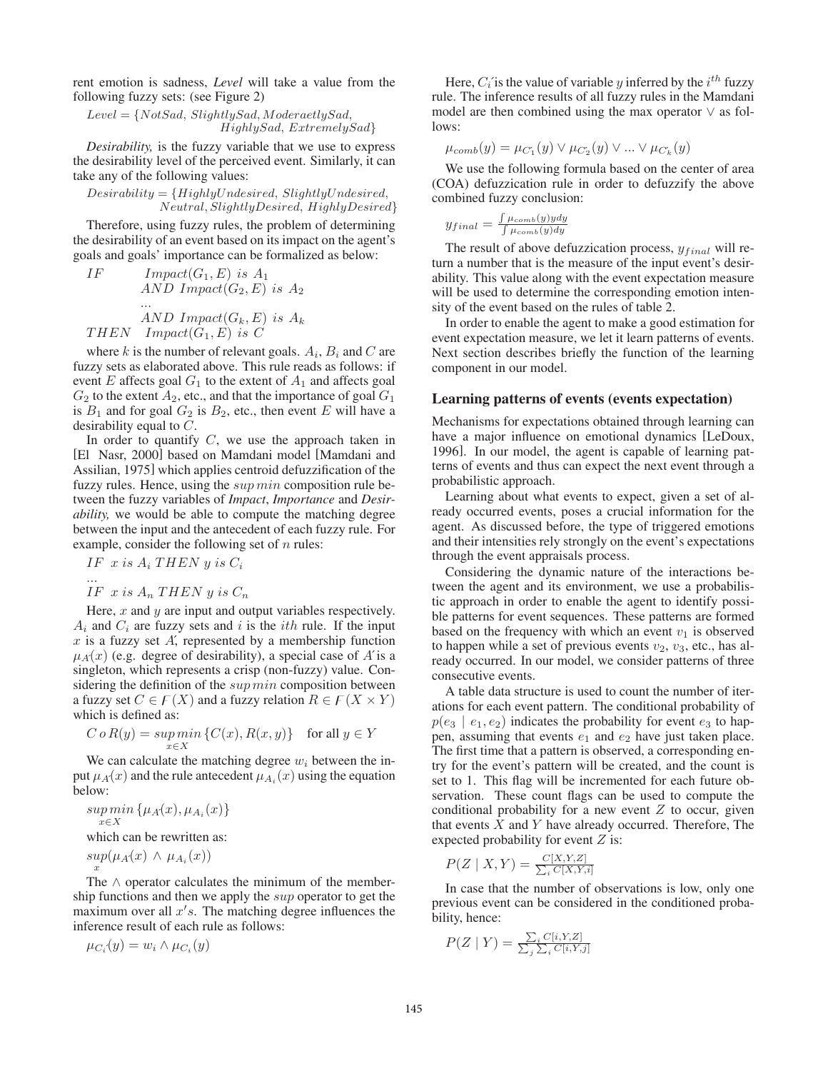rent emotion is sadness, *Level* will take a value from the following fuzzy sets: (see Figure 2)

$$Level = \{NotSad,\ SlightlySad,\ ModeraetlySad,\ HighlySad,\ ExtremelySad\}$$

*Desirability,* is the fuzzy variable that we use to express the desirability level of the perceived event. Similarly, it can take any of the following values:

$$Desirability = \{HighlyUndesired,\ SlightlyUndesired,\ Neutral,\ SlightlyDesired,\ HighlyDesired\}$$

Therefore, using fuzzy rules, the problem of determining the desirability of an event based on its impact on the agent's goals and goals' importance can be formalized as below:

$$\begin{aligned} IF \quad & Impact(G_1, E)\ is\ A_1 \\ & AND\ Impact(G_2, E)\ is\ A_2 \\ & ... \\ & AND\ Impact(G_k, E)\ is\ A_k \\ THEN \quad & Impact(G_1, E)\ is\ C \end{aligned}$$

where $k$ is the number of relevant goals. $A_i$, $B_i$ and $C$ are fuzzy sets as elaborated above. This rule reads as follows: if event $E$ affects goal $G_1$ to the extent of $A_1$ and affects goal $G_2$ to the extent $A_2$, etc., and that the importance of goal $G_1$ is $B_1$ and for goal $G_2$ is $B_2$, etc., then event $E$ will have a desirability equal to $C$.

In order to quantify $C$, we use the approach taken in [El Nasr, 2000] based on Mamdani model [Mamdani and Assilian, 1975] which applies centroid defuzzification of the fuzzy rules. Hence, using the $sup\,min$ composition rule between the fuzzy variables of ***Impact***, ***Importance*** and ***Desirability,*** we would be able to compute the matching degree between the input and the antecedent of each fuzzy rule. For example, consider the following set of $n$ rules:

$$\begin{aligned} & IF\ \ x\ is\ A_i\ THEN\ y\ is\ C_i \\ & ... \\ & IF\ \ x\ is\ A_n\ THEN\ y\ is\ C_n \end{aligned}$$

Here, $x$ and $y$ are input and output variables respectively. $A_i$ and $C_i$ are fuzzy sets and $i$ is the $ith$ rule. If the input $x$ is a fuzzy set $A'$, represented by a membership function $\mu_{A'}(x)$ (e.g. degree of desirability), a special case of $A'$ is a singleton, which represents a crisp (non-fuzzy) value. Considering the definition of the $sup\,min$ composition between a fuzzy set $C \in F(X)$ and a fuzzy relation $R \in F(X \times Y)$ which is defined as:

$$C\ o\ R(y) = \sup_{x \in X} min\,\{C(x), R(x, y)\} \quad \text{for all } y \in Y$$

We can calculate the matching degree $w_i$ between the input $\mu_{A'}(x)$ and the rule antecedent $\mu_{A_i}(x)$ using the equation below:

$$\sup_{x \in X} min\,\{\mu_{A'}(x), \mu_{A_i}(x)\}$$

which can be rewritten as:

$$\sup_{x}(\mu_{A'}(x)\ \wedge\ \mu_{A_i}(x))$$

The $\wedge$ operator calculates the minimum of the membership functions and then we apply the $sup$ operator to get the maximum over all $x's$. The matching degree influences the inference result of each rule as follows:

$$\mu_{C'_i}(y) = w_i \wedge \mu_{C_i}(y)$$

Here, $C'_i$ is the value of variable $y$ inferred by the $i^{th}$ fuzzy rule. The inference results of all fuzzy rules in the Mamdani model are then combined using the max operator $\vee$ as follows:

$$\mu_{comb}(y) = \mu_{C'_1}(y) \vee \mu_{C'_2}(y) \vee ... \vee \mu_{C'_k}(y)$$

We use the following formula based on the center of area (COA) defuzzication rule in order to defuzzify the above combined fuzzy conclusion:

$$y_{final} = \frac{\int \mu_{comb}(y)ydy}{\int \mu_{comb}(y)dy}$$

The result of above defuzzication process, $y_{final}$ will return a number that is the measure of the input event's desirability. This value along with the event expectation measure will be used to determine the corresponding emotion intensity of the event based on the rules of table 2.

In order to enable the agent to make a good estimation for event expectation measure, we let it learn patterns of events. Next section describes briefly the function of the learning component in our model.

## Learning patterns of events (events expectation)

Mechanisms for expectations obtained through learning can have a major influence on emotional dynamics [LeDoux, 1996]. In our model, the agent is capable of learning patterns of events and thus can expect the next event through a probabilistic approach.

Learning about what events to expect, given a set of already occurred events, poses a crucial information for the agent. As discussed before, the type of triggered emotions and their intensities rely strongly on the event's expectations through the event appraisals process.

Considering the dynamic nature of the interactions between the agent and its environment, we use a probabilistic approach in order to enable the agent to identify possible patterns for event sequences. These patterns are formed based on the frequency with which an event $v_1$ is observed to happen while a set of previous events $v_2$, $v_3$, etc., has already occurred. In our model, we consider patterns of three consecutive events.

A table data structure is used to count the number of iterations for each event pattern. The conditional probability of $p(e_3 \mid e_1, e_2)$ indicates the probability for event $e_3$ to happen, assuming that events $e_1$ and $e_2$ have just taken place. The first time that a pattern is observed, a corresponding entry for the event's pattern will be created, and the count is set to 1. This flag will be incremented for each future observation. These count flags can be used to compute the conditional probability for a new event $Z$ to occur, given that events $X$ and $Y$ have already occurred. Therefore, The expected probability for event $Z$ is:

$$P(Z \mid X, Y) = \frac{C[X,Y,Z]}{\sum_i C[X,Y,i]}$$

In case that the number of observations is low, only one previous event can be considered in the conditioned probability, hence:

$$P(Z \mid Y) = \frac{\sum_i C[i,Y,Z]}{\sum_j \sum_i C[i,Y,j]}$$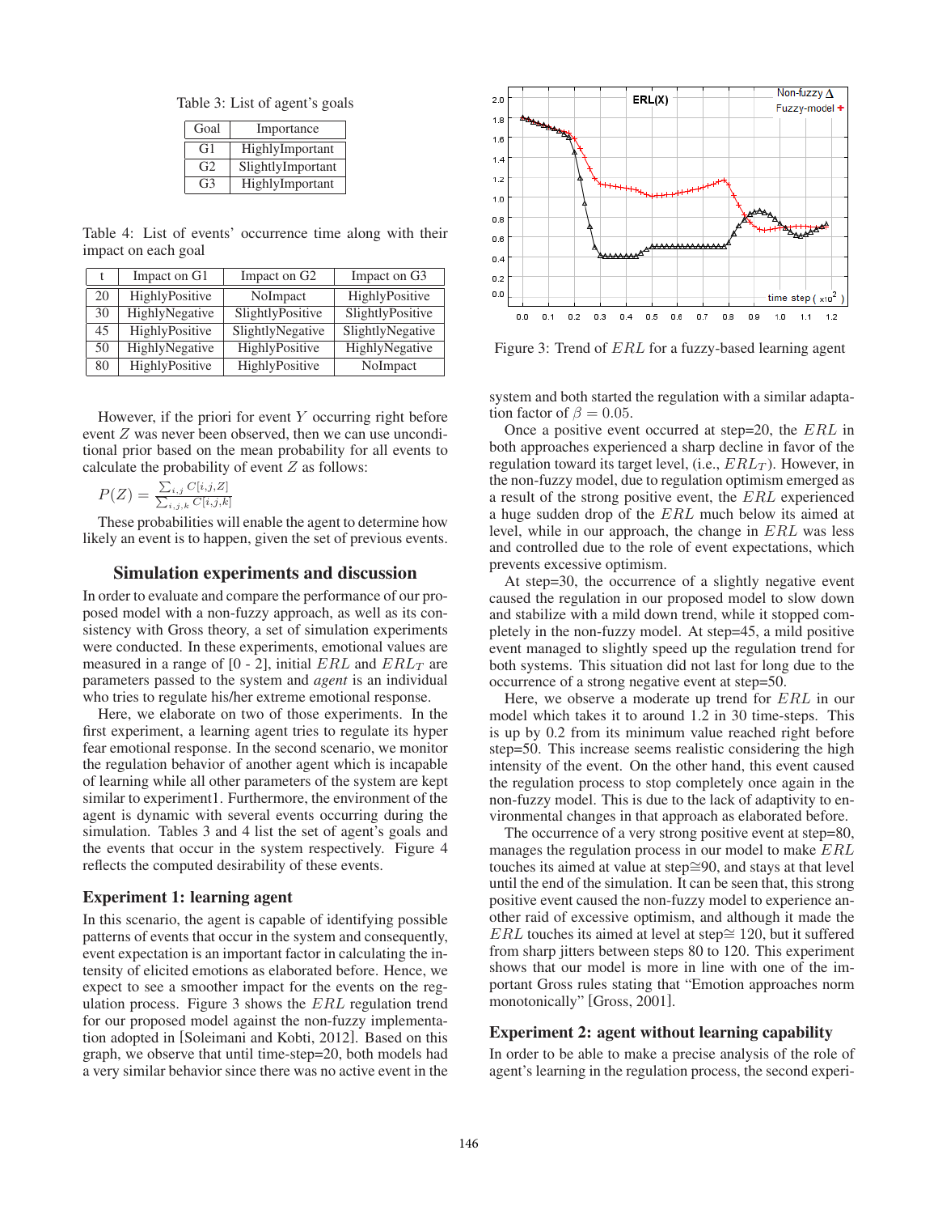Table 3: List of agent's goals

| Goal | Importance |
|---|---|
| G1 | HighlyImportant |
| G2 | SlightlyImportant |
| G3 | HighlyImportant |

Table 4: List of events' occurrence time along with their impact on each goal

| t | Impact on G1 | Impact on G2 | Impact on G3 |
|---|---|---|---|
| 20 | HighlyPositive | NoImpact | HighlyPositive |
| 30 | HighlyNegative | SlightlyPositive | SlightlyPositive |
| 45 | HighlyPositive | SlightlyNegative | SlightlyNegative |
| 50 | HighlyNegative | HighlyPositive | HighlyNegative |
| 80 | HighlyPositive | HighlyPositive | NoImpact |

However, if the priori for event $Y$ occurring right before event $Z$ was never been observed, then we can use unconditional prior based on the mean probability for all events to calculate the probability of event $Z$ as follows:

$$P(Z) = \frac{\sum_{i,j} C[i,j,Z]}{\sum_{i,j,k} C[i,j,k]}$$

These probabilities will enable the agent to determine how likely an event is to happen, given the set of previous events.

## Simulation experiments and discussion

In order to evaluate and compare the performance of our proposed model with a non-fuzzy approach, as well as its consistency with Gross theory, a set of simulation experiments were conducted. In these experiments, emotional values are measured in a range of [0 - 2], initial $ERL$ and $ERL_T$ are parameters passed to the system and *agent* is an individual who tries to regulate his/her extreme emotional response.

Here, we elaborate on two of those experiments. In the first experiment, a learning agent tries to regulate its hyper fear emotional response. In the second scenario, we monitor the regulation behavior of another agent which is incapable of learning while all other parameters of the system are kept similar to experiment1. Furthermore, the environment of the agent is dynamic with several events occurring during the simulation. Tables 3 and 4 list the set of agent's goals and the events that occur in the system respectively. Figure 4 reflects the computed desirability of these events.

### Experiment 1: learning agent

In this scenario, the agent is capable of identifying possible patterns of events that occur in the system and consequently, event expectation is an important factor in calculating the intensity of elicited emotions as elaborated before. Hence, we expect to see a smoother impact for the events on the regulation process. Figure 3 shows the $ERL$ regulation trend for our proposed model against the non-fuzzy implementation adopted in [Soleimani and Kobti, 2012]. Based on this graph, we observe that until time-step=20, both models had a very similar behavior since there was no active event in the system and both started the regulation with a similar adaptation factor of $\beta = 0.05$.

Figure 3: Trend of $ERL$ for a fuzzy-based learning agent

Once a positive event occurred at step=20, the $ERL$ in both approaches experienced a sharp decline in favor of the regulation toward its target level, (i.e., $ERL_T$). However, in the non-fuzzy model, due to regulation optimism emerged as a result of the strong positive event, the $ERL$ experienced a huge sudden drop of the $ERL$ much below its aimed at level, while in our approach, the change in $ERL$ was less and controlled due to the role of event expectations, which prevents excessive optimism.

At step=30, the occurrence of a slightly negative event caused the regulation in our proposed model to slow down and stabilize with a mild down trend, while it stopped completely in the non-fuzzy model. At step=45, a mild positive event managed to slightly speed up the regulation trend for both systems. This situation did not last for long due to the occurrence of a strong negative event at step=50.

Here, we observe a moderate up trend for $ERL$ in our model which takes it to around 1.2 in 30 time-steps. This is up by 0.2 from its minimum value reached right before step=50. This increase seems realistic considering the high intensity of the event. On the other hand, this event caused the regulation process to stop completely once again in the non-fuzzy model. This is due to the lack of adaptivity to environmental changes in that approach as elaborated before.

The occurrence of a very strong positive event at step=80, manages the regulation process in our model to make $ERL$ touches its aimed at value at step≅90, and stays at that level until the end of the simulation. It can be seen that, this strong positive event caused the non-fuzzy model to experience another raid of excessive optimism, and although it made the $ERL$ touches its aimed at level at step≅ 120, but it suffered from sharp jitters between steps 80 to 120. This experiment shows that our model is more in line with one of the important Gross rules stating that "Emotion approaches norm monotonically" [Gross, 2001].

### Experiment 2: agent without learning capability

In order to be able to make a precise analysis of the role of agent's learning in the regulation process, the second experi-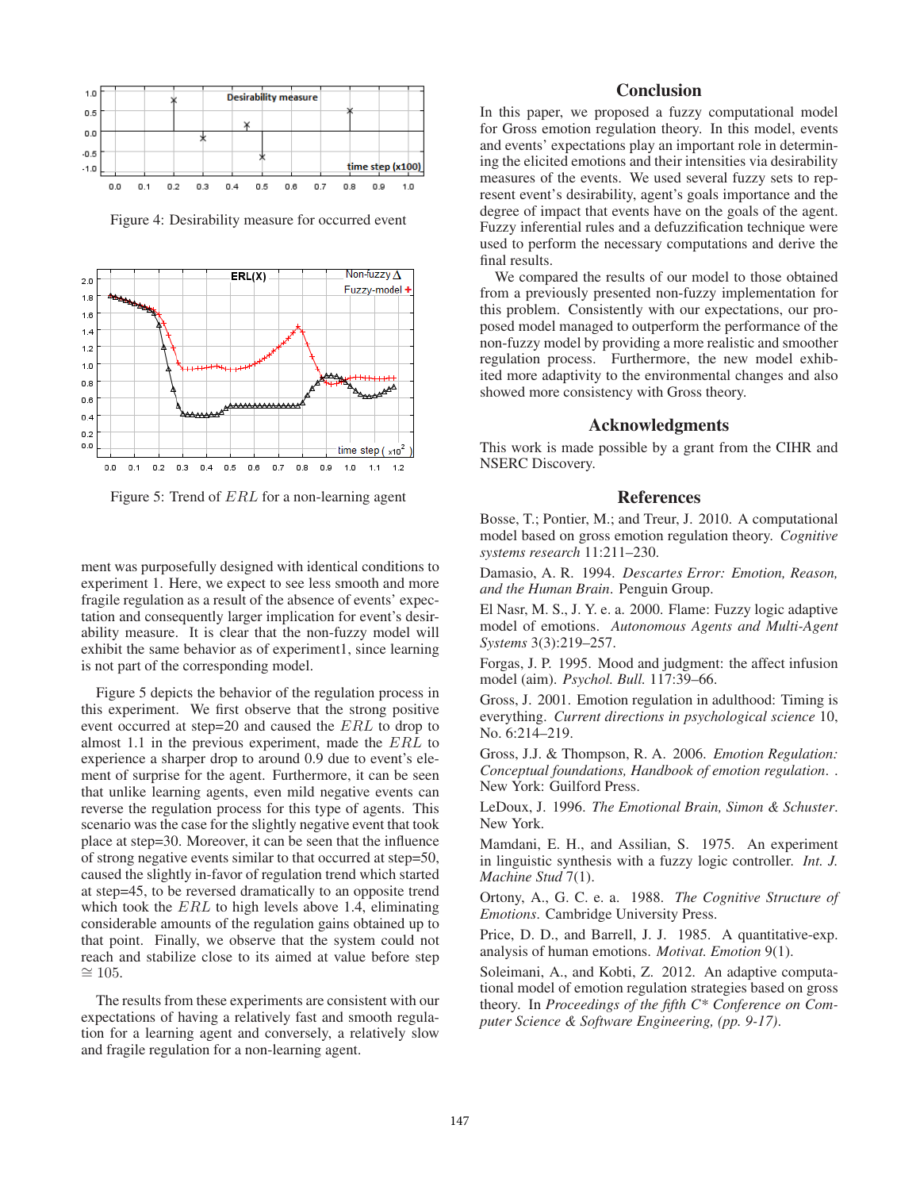Desirability measure

1.0

0.5

0.0

-0.5

-1.0

time step (x100)

0.0 0.1 0.2 0.3 0.4 0.5 0.6 0.7 0.8 0.9 1.0

Figure 4: Desirability measure for occurred event

ERL(X)

Non-fuzzy Δ

Fuzzy-model +

2.0

1.8

1.6

1.4

1.2

1.0

0.8

0.6

0.4

0.2

0.0

time step ( x10$^2$ )

0.0 0.1 0.2 0.3 0.4 0.5 0.6 0.7 0.8 0.9 1.0 1.1 1.2

Figure 5: Trend of $ERL$ for a non-learning agent

ment was purposefully designed with identical conditions to experiment 1. Here, we expect to see less smooth and more fragile regulation as a result of the absence of events' expectation and consequently larger implication for event's desirability measure. It is clear that the non-fuzzy model will exhibit the same behavior as of experiment1, since learning is not part of the corresponding model.

Figure 5 depicts the behavior of the regulation process in this experiment. We first observe that the strong positive event occurred at step=20 and caused the $ERL$ to drop to almost 1.1 in the previous experiment, made the $ERL$ to experience a sharper drop to around 0.9 due to event's element of surprise for the agent. Furthermore, it can be seen that unlike learning agents, even mild negative events can reverse the regulation process for this type of agents. This scenario was the case for the slightly negative event that took place at step=30. Moreover, it can be seen that the influence of strong negative events similar to that occurred at step=50, caused the slightly in-favor of regulation trend which started at step=45, to be reversed dramatically to an opposite trend which took the $ERL$ to high levels above 1.4, eliminating considerable amounts of the regulation gains obtained up to that point. Finally, we observe that the system could not reach and stabilize close to its aimed at value before step $\cong 105$.

The results from these experiments are consistent with our expectations of having a relatively fast and smooth regulation for a learning agent and conversely, a relatively slow and fragile regulation for a non-learning agent.

## Conclusion

In this paper, we proposed a fuzzy computational model for Gross emotion regulation theory. In this model, events and events' expectations play an important role in determining the elicited emotions and their intensities via desirability measures of the events. We used several fuzzy sets to represent event's desirability, agent's goals importance and the degree of impact that events have on the goals of the agent. Fuzzy inferential rules and a defuzzification technique were used to perform the necessary computations and derive the final results.

We compared the results of our model to those obtained from a previously presented non-fuzzy implementation for this problem. Consistently with our expectations, our proposed model managed to outperform the performance of the non-fuzzy model by providing a more realistic and smoother regulation process. Furthermore, the new model exhibited more adaptivity to the environmental changes and also showed more consistency with Gross theory.

## Acknowledgments

This work is made possible by a grant from the CIHR and NSERC Discovery.

## References

Bosse, T.; Pontier, M.; and Treur, J. 2010. A computational model based on gross emotion regulation theory. *Cognitive systems research* 11:211–230.

Damasio, A. R. 1994. *Descartes Error: Emotion, Reason, and the Human Brain*. Penguin Group.

El Nasr, M. S., J. Y. e. a. 2000. Flame: Fuzzy logic adaptive model of emotions. *Autonomous Agents and Multi-Agent Systems* 3(3):219–257.

Forgas, J. P. 1995. Mood and judgment: the affect infusion model (aim). *Psychol. Bull.* 117:39–66.

Gross, J. 2001. Emotion regulation in adulthood: Timing is everything. *Current directions in psychological science* 10, No. 6:214–219.

Gross, J.J. & Thompson, R. A. 2006. *Emotion Regulation: Conceptual foundations, Handbook of emotion regulation*. . New York: Guilford Press.

LeDoux, J. 1996. *The Emotional Brain, Simon & Schuster*. New York.

Mamdani, E. H., and Assilian, S. 1975. An experiment in linguistic synthesis with a fuzzy logic controller. *Int. J. Machine Stud* 7(1).

Ortony, A., G. C. e. a. 1988. *The Cognitive Structure of Emotions*. Cambridge University Press.

Price, D. D., and Barrell, J. J. 1985. A quantitative-exp. analysis of human emotions. *Motivat. Emotion* 9(1).

Soleimani, A., and Kobti, Z. 2012. An adaptive computational model of emotion regulation strategies based on gross theory. In *Proceedings of the fifth C* Conference on Computer Science & Software Engineering, (pp. 9-17)*.